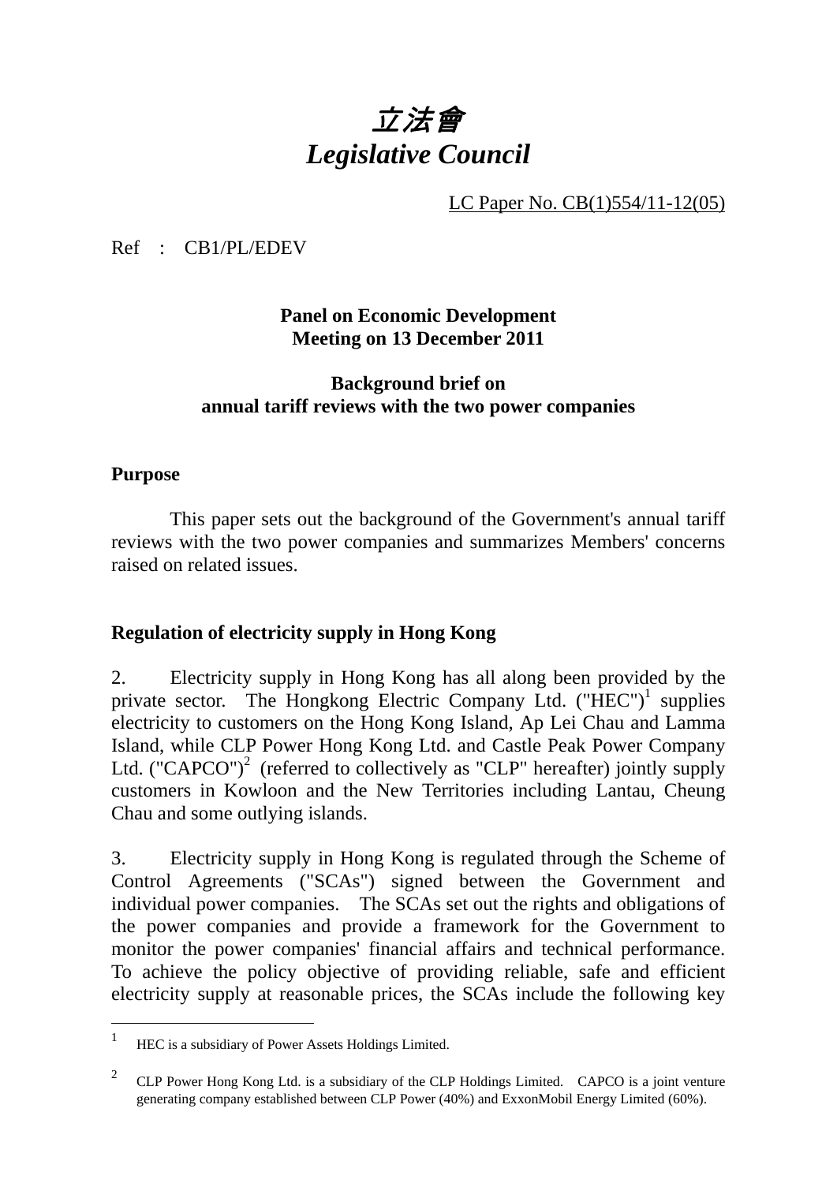# *立法會*
# *Legislative Council*

LC Paper No. CB(1)554/11-12(05)

Ref : CB1/PL/EDEV

**Panel on Economic Development**
**Meeting on 13 December 2011**

**Background brief on**
**annual tariff reviews with the two power companies**

## Purpose

This paper sets out the background of the Government's annual tariff reviews with the two power companies and summarizes Members' concerns raised on related issues.

## Regulation of electricity supply in Hong Kong

2. Electricity supply in Hong Kong has all along been provided by the private sector. The Hongkong Electric Company Ltd. ("HEC")[1] supplies electricity to customers on the Hong Kong Island, Ap Lei Chau and Lamma Island, while CLP Power Hong Kong Ltd. and Castle Peak Power Company Ltd. ("CAPCO")[2] (referred to collectively as "CLP" hereafter) jointly supply customers in Kowloon and the New Territories including Lantau, Cheung Chau and some outlying islands.

3. Electricity supply in Hong Kong is regulated through the Scheme of Control Agreements ("SCAs") signed between the Government and individual power companies. The SCAs set out the rights and obligations of the power companies and provide a framework for the Government to monitor the power companies' financial affairs and technical performance. To achieve the policy objective of providing reliable, safe and efficient electricity supply at reasonable prices, the SCAs include the following key

---

[1] HEC is a subsidiary of Power Assets Holdings Limited.

[2] CLP Power Hong Kong Ltd. is a subsidiary of the CLP Holdings Limited. CAPCO is a joint venture generating company established between CLP Power (40%) and ExxonMobil Energy Limited (60%).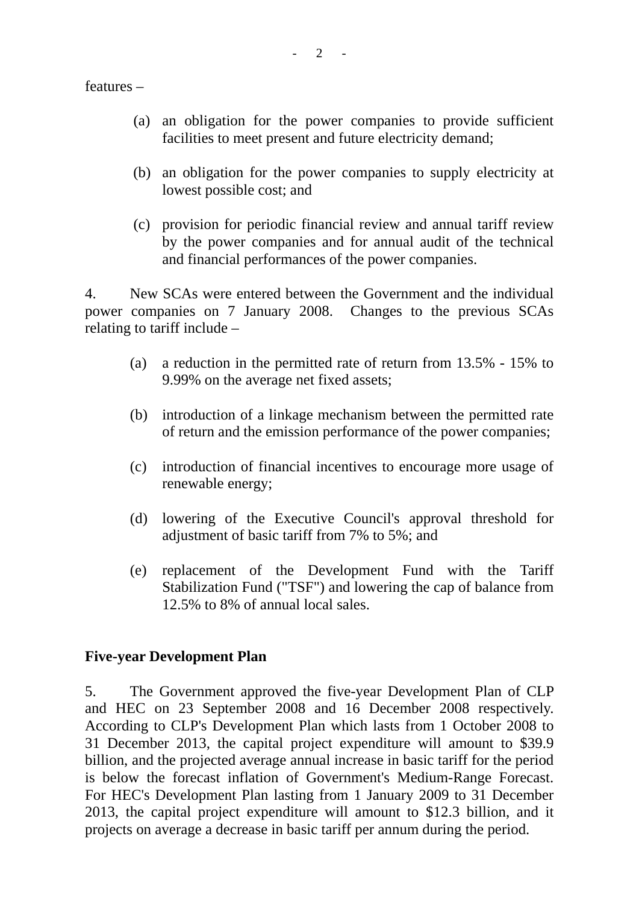features –

(a) an obligation for the power companies to provide sufficient facilities to meet present and future electricity demand;

(b) an obligation for the power companies to supply electricity at lowest possible cost; and

(c) provision for periodic financial review and annual tariff review by the power companies and for annual audit of the technical and financial performances of the power companies.

4. New SCAs were entered between the Government and the individual power companies on 7 January 2008. Changes to the previous SCAs relating to tariff include –

(a) a reduction in the permitted rate of return from 13.5% - 15% to 9.99% on the average net fixed assets;

(b) introduction of a linkage mechanism between the permitted rate of return and the emission performance of the power companies;

(c) introduction of financial incentives to encourage more usage of renewable energy;

(d) lowering of the Executive Council's approval threshold for adjustment of basic tariff from 7% to 5%; and

(e) replacement of the Development Fund with the Tariff Stabilization Fund ("TSF") and lowering the cap of balance from 12.5% to 8% of annual local sales.

**Five-year Development Plan**

5. The Government approved the five-year Development Plan of CLP and HEC on 23 September 2008 and 16 December 2008 respectively. According to CLP's Development Plan which lasts from 1 October 2008 to 31 December 2013, the capital project expenditure will amount to $39.9 billion, and the projected average annual increase in basic tariff for the period is below the forecast inflation of Government's Medium-Range Forecast. For HEC's Development Plan lasting from 1 January 2009 to 31 December 2013, the capital project expenditure will amount to $12.3 billion, and it projects on average a decrease in basic tariff per annum during the period.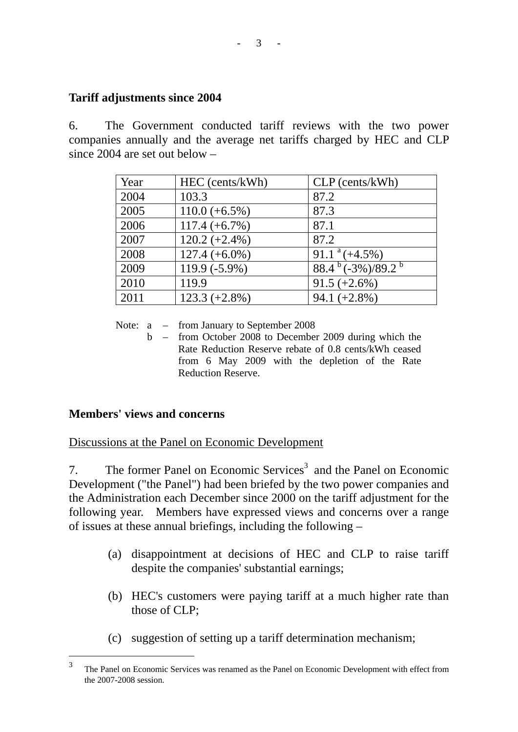**Tariff adjustments since 2004**

6. The Government conducted tariff reviews with the two power companies annually and the average net tariffs charged by HEC and CLP since 2004 are set out below –

| Year | HEC (cents/kWh) | CLP (cents/kWh) |
|---|---|---|
| 2004 | 103.3 | 87.2 |
| 2005 | 110.0 (+6.5%) | 87.3 |
| 2006 | 117.4 (+6.7%) | 87.1 |
| 2007 | 120.2 (+2.4%) | 87.2 |
| 2008 | 127.4 (+6.0%) | 91.1 [a] (+4.5%) |
| 2009 | 119.9 (-5.9%) | 88.4 [b] (-3%)/89.2 [b] |
| 2010 | 119.9 | 91.5 (+2.6%) |
| 2011 | 123.3 (+2.8%) | 94.1 (+2.8%) |

Note: a – from January to September 2008

b – from October 2008 to December 2009 during which the Rate Reduction Reserve rebate of 0.8 cents/kWh ceased from 6 May 2009 with the depletion of the Rate Reduction Reserve.

**Members' views and concerns**

Discussions at the Panel on Economic Development

7. The former Panel on Economic Services[3] and the Panel on Economic Development ("the Panel") had been briefed by the two power companies and the Administration each December since 2000 on the tariff adjustment for the following year. Members have expressed views and concerns over a range of issues at these annual briefings, including the following –

(a) disappointment at decisions of HEC and CLP to raise tariff despite the companies' substantial earnings;

(b) HEC's customers were paying tariff at a much higher rate than those of CLP;

(c) suggestion of setting up a tariff determination mechanism;

---

[3] The Panel on Economic Services was renamed as the Panel on Economic Development with effect from the 2007-2008 session.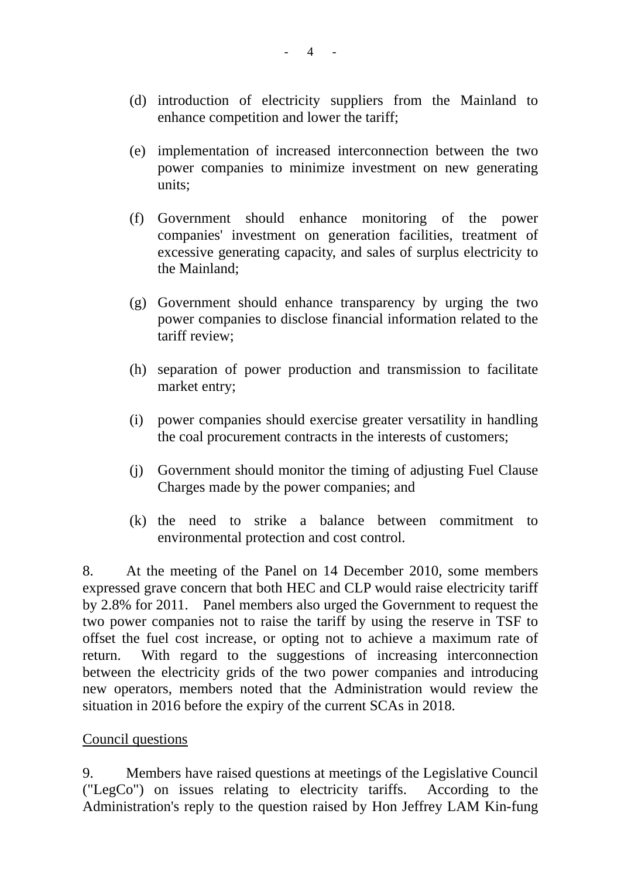(d) introduction of electricity suppliers from the Mainland to enhance competition and lower the tariff;

(e) implementation of increased interconnection between the two power companies to minimize investment on new generating units;

(f) Government should enhance monitoring of the power companies' investment on generation facilities, treatment of excessive generating capacity, and sales of surplus electricity to the Mainland;

(g) Government should enhance transparency by urging the two power companies to disclose financial information related to the tariff review;

(h) separation of power production and transmission to facilitate market entry;

(i) power companies should exercise greater versatility in handling the coal procurement contracts in the interests of customers;

(j) Government should monitor the timing of adjusting Fuel Clause Charges made by the power companies; and

(k) the need to strike a balance between commitment to environmental protection and cost control.

8. At the meeting of the Panel on 14 December 2010, some members expressed grave concern that both HEC and CLP would raise electricity tariff by 2.8% for 2011. Panel members also urged the Government to request the two power companies not to raise the tariff by using the reserve in TSF to offset the fuel cost increase, or opting not to achieve a maximum rate of return. With regard to the suggestions of increasing interconnection between the electricity grids of the two power companies and introducing new operators, members noted that the Administration would review the situation in 2016 before the expiry of the current SCAs in 2018.

Council questions

9. Members have raised questions at meetings of the Legislative Council ("LegCo") on issues relating to electricity tariffs. According to the Administration's reply to the question raised by Hon Jeffrey LAM Kin-fung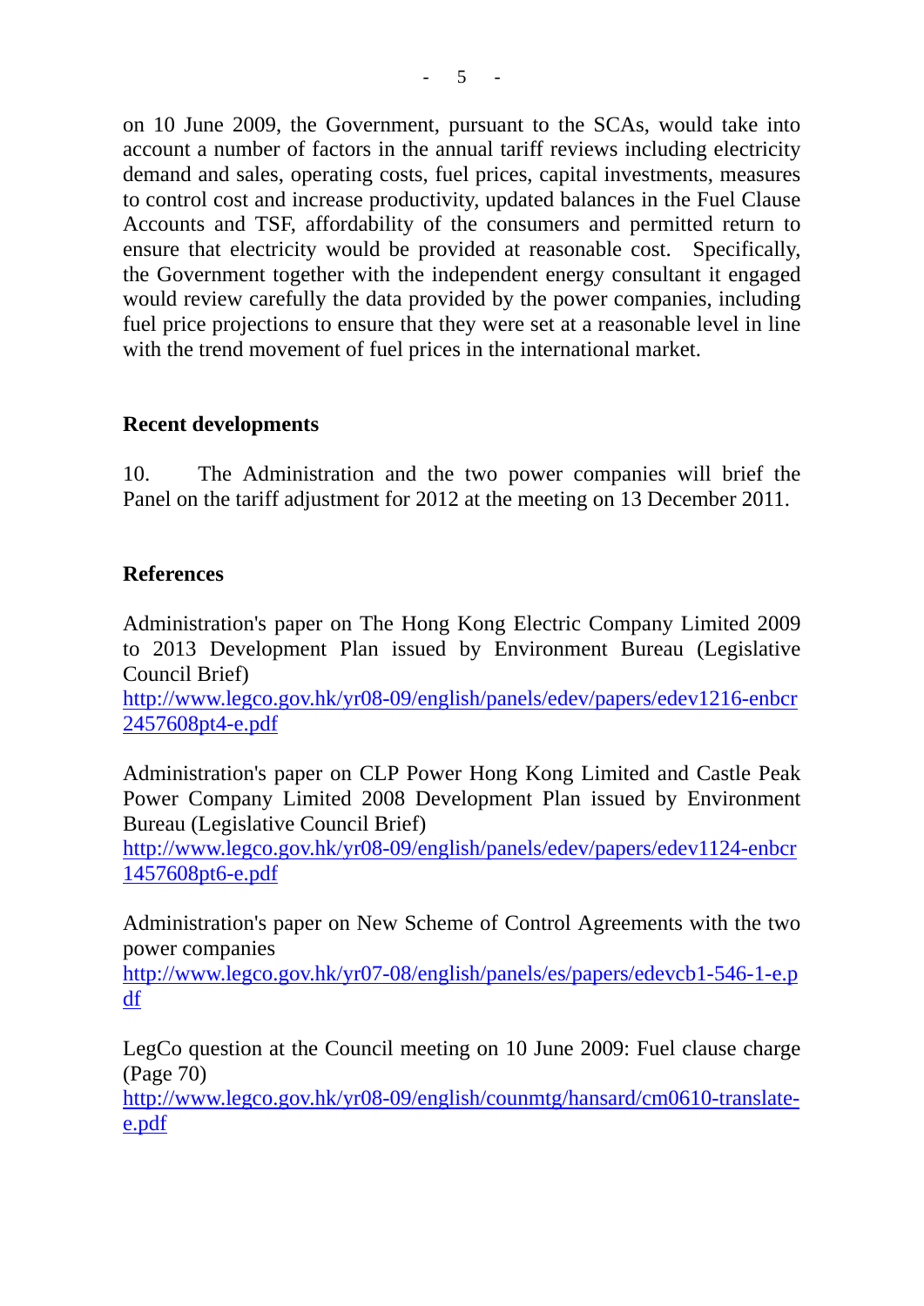on 10 June 2009, the Government, pursuant to the SCAs, would take into account a number of factors in the annual tariff reviews including electricity demand and sales, operating costs, fuel prices, capital investments, measures to control cost and increase productivity, updated balances in the Fuel Clause Accounts and TSF, affordability of the consumers and permitted return to ensure that electricity would be provided at reasonable cost. Specifically, the Government together with the independent energy consultant it engaged would review carefully the data provided by the power companies, including fuel price projections to ensure that they were set at a reasonable level in line with the trend movement of fuel prices in the international market.

## Recent developments

10. The Administration and the two power companies will brief the Panel on the tariff adjustment for 2012 at the meeting on 13 December 2011.

## References

Administration's paper on The Hong Kong Electric Company Limited 2009 to 2013 Development Plan issued by Environment Bureau (Legislative Council Brief)
http://www.legco.gov.hk/yr08-09/english/panels/edev/papers/edev1216-enbcr2457608pt4-e.pdf

Administration's paper on CLP Power Hong Kong Limited and Castle Peak Power Company Limited 2008 Development Plan issued by Environment Bureau (Legislative Council Brief)
http://www.legco.gov.hk/yr08-09/english/panels/edev/papers/edev1124-enbcr1457608pt6-e.pdf

Administration's paper on New Scheme of Control Agreements with the two power companies
http://www.legco.gov.hk/yr07-08/english/panels/es/papers/edevcb1-546-1-e.pdf

LegCo question at the Council meeting on 10 June 2009: Fuel clause charge (Page 70)
http://www.legco.gov.hk/yr08-09/english/counmtg/hansard/cm0610-translate-e.pdf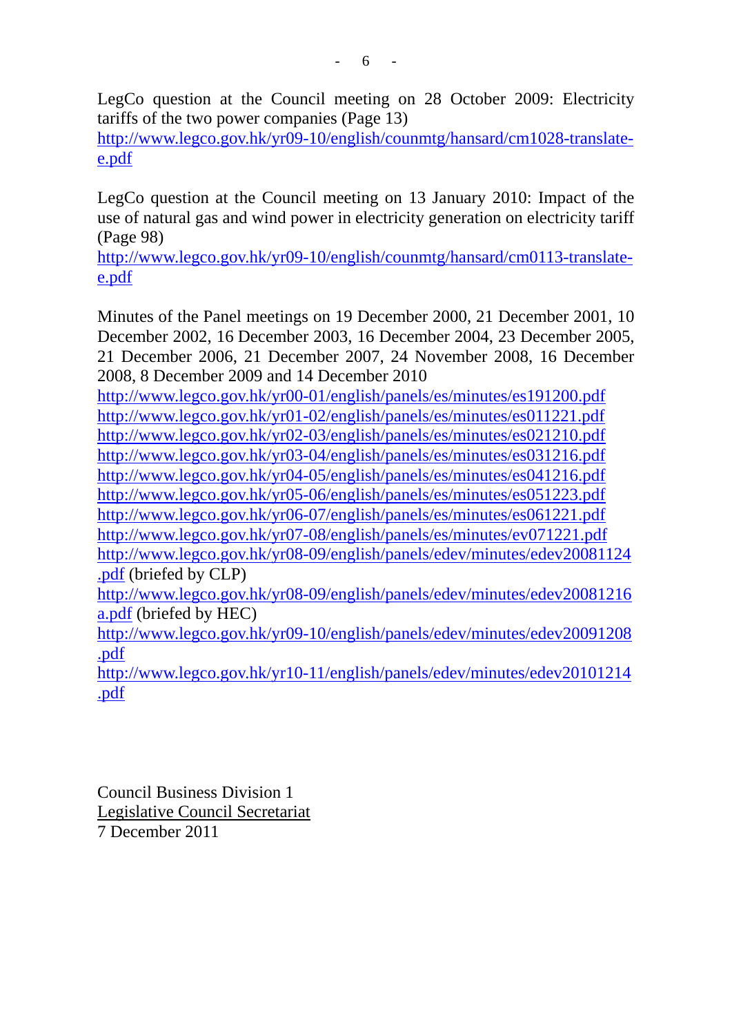LegCo question at the Council meeting on 28 October 2009: Electricity tariffs of the two power companies (Page 13)
http://www.legco.gov.hk/yr09-10/english/counmtg/hansard/cm1028-translate-e.pdf

LegCo question at the Council meeting on 13 January 2010: Impact of the use of natural gas and wind power in electricity generation on electricity tariff (Page 98)
http://www.legco.gov.hk/yr09-10/english/counmtg/hansard/cm0113-translate-e.pdf

Minutes of the Panel meetings on 19 December 2000, 21 December 2001, 10 December 2002, 16 December 2003, 16 December 2004, 23 December 2005, 21 December 2006, 21 December 2007, 24 November 2008, 16 December 2008, 8 December 2009 and 14 December 2010
http://www.legco.gov.hk/yr00-01/english/panels/es/minutes/es191200.pdf
http://www.legco.gov.hk/yr01-02/english/panels/es/minutes/es011221.pdf
http://www.legco.gov.hk/yr02-03/english/panels/es/minutes/es021210.pdf
http://www.legco.gov.hk/yr03-04/english/panels/es/minutes/es031216.pdf
http://www.legco.gov.hk/yr04-05/english/panels/es/minutes/es041216.pdf
http://www.legco.gov.hk/yr05-06/english/panels/es/minutes/es051223.pdf
http://www.legco.gov.hk/yr06-07/english/panels/es/minutes/es061221.pdf
http://www.legco.gov.hk/yr07-08/english/panels/es/minutes/ev071221.pdf
http://www.legco.gov.hk/yr08-09/english/panels/edev/minutes/edev20081124.pdf (briefed by CLP)
http://www.legco.gov.hk/yr08-09/english/panels/edev/minutes/edev20081216a.pdf (briefed by HEC)
http://www.legco.gov.hk/yr09-10/english/panels/edev/minutes/edev20091208.pdf
http://www.legco.gov.hk/yr10-11/english/panels/edev/minutes/edev20101214.pdf

Council Business Division 1
Legislative Council Secretariat
7 December 2011